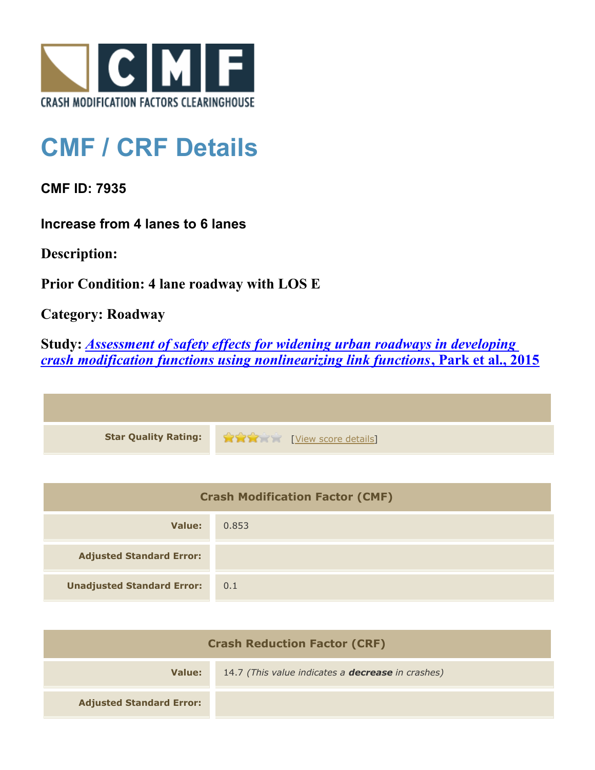CRASH MODIFICATION FACTORS CLEARINGHOUSE

# CMF / CRF Details

**CMF ID: 7935**

**Increase from 4 lanes to 6 lanes**

**Description:**

**Prior Condition: 4 lane roadway with LOS E**

**Category: Roadway**

**Study:** ***Assessment of safety effects for widening urban roadways in developing crash modification functions using nonlinearizing link functions*, Park et al., 2015**

| | |
|---|---|
| **Star Quality Rating:** | [View score details] |

| Crash Modification Factor (CMF) | |
|---|---|
| **Value:** | 0.853 |
| **Adjusted Standard Error:** | |
| **Unadjusted Standard Error:** | 0.1 |

| Crash Reduction Factor (CRF) | |
|---|---|
| **Value:** | 14.7 *(This value indicates a **decrease** in crashes)* |
| **Adjusted Standard Error:** | |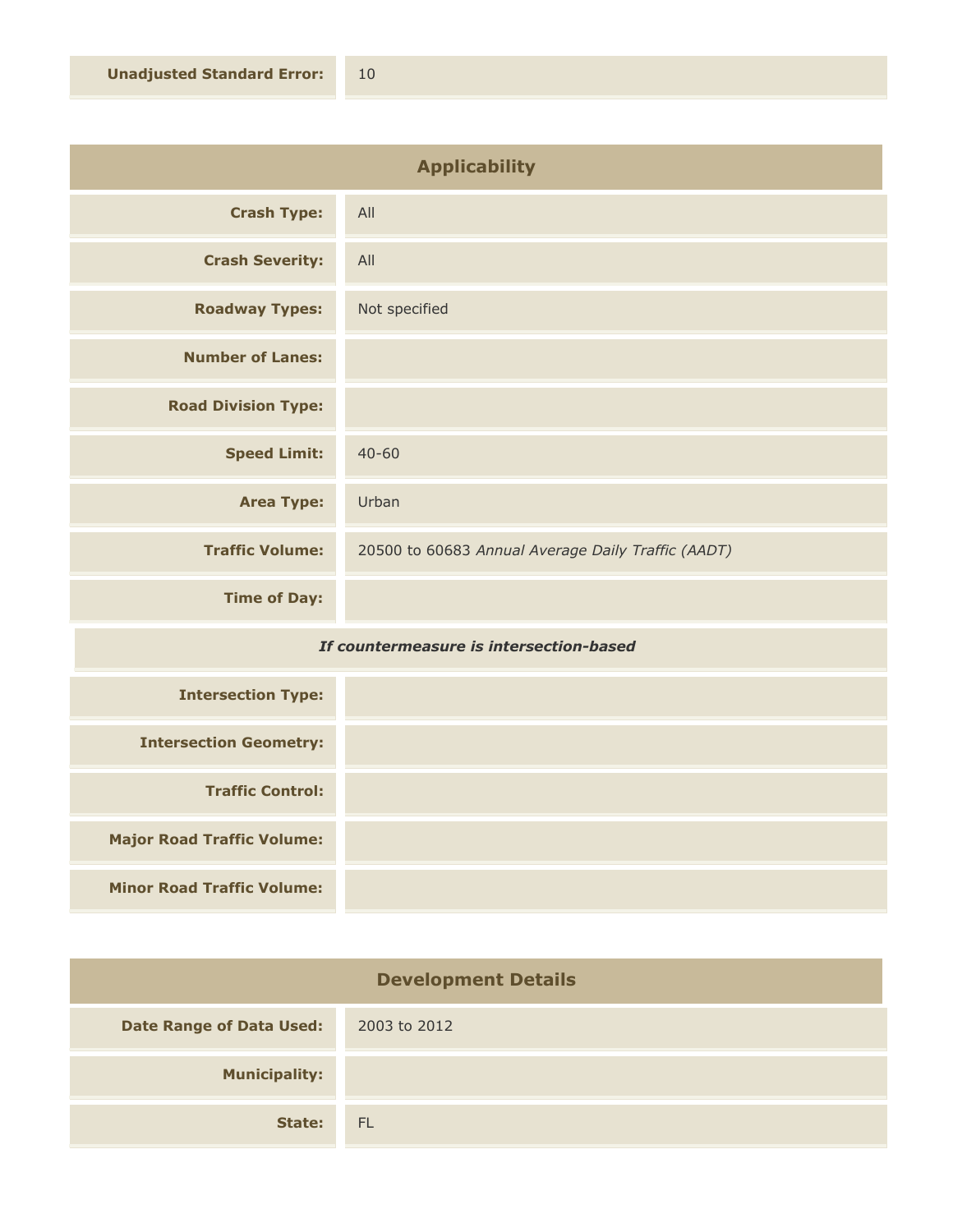| | |
|---|---|
| **Unadjusted Standard Error:** | 10 |

## Applicability

| | |
|---|---|
| **Crash Type:** | All |
| **Crash Severity:** | All |
| **Roadway Types:** | Not specified |
| **Number of Lanes:** | |
| **Road Division Type:** | |
| **Speed Limit:** | 40-60 |
| **Area Type:** | Urban |
| **Traffic Volume:** | 20500 to 60683 *Annual Average Daily Traffic (AADT)* |
| **Time of Day:** | |

***If countermeasure is intersection-based***

| | |
|---|---|
| **Intersection Type:** | |
| **Intersection Geometry:** | |
| **Traffic Control:** | |
| **Major Road Traffic Volume:** | |
| **Minor Road Traffic Volume:** | |

## Development Details

| | |
|---|---|
| **Date Range of Data Used:** | 2003 to 2012 |
| **Municipality:** | |
| **State:** | FL |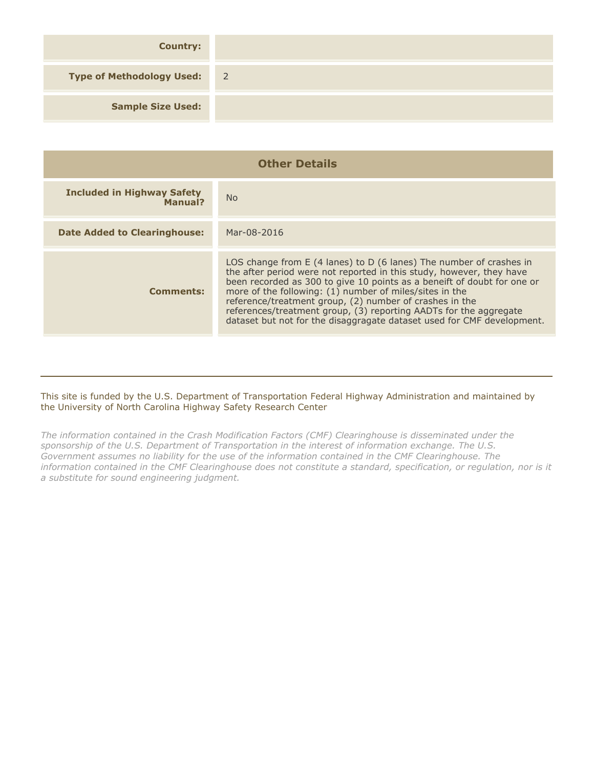| | |
|---|---|
| **Country:** | |
| **Type of Methodology Used:** | 2 |
| **Sample Size Used:** | |

## Other Details

| | |
|---|---|
| **Included in Highway Safety Manual?** | No |
| **Date Added to Clearinghouse:** | Mar-08-2016 |
| **Comments:** | LOS change from E (4 lanes) to D (6 lanes) The number of crashes in the after period were not reported in this study, however, they have been recorded as 300 to give 10 points as a beneift of doubt for one or more of the following: (1) number of miles/sites in the reference/treatment group, (2) number of crashes in the references/treatment group, (3) reporting AADTs for the aggregate dataset but not for the disaggragate dataset used for CMF development. |

---

This site is funded by the U.S. Department of Transportation Federal Highway Administration and maintained by the University of North Carolina Highway Safety Research Center

*The information contained in the Crash Modification Factors (CMF) Clearinghouse is disseminated under the sponsorship of the U.S. Department of Transportation in the interest of information exchange. The U.S. Government assumes no liability for the use of the information contained in the CMF Clearinghouse. The information contained in the CMF Clearinghouse does not constitute a standard, specification, or regulation, nor is it a substitute for sound engineering judgment.*